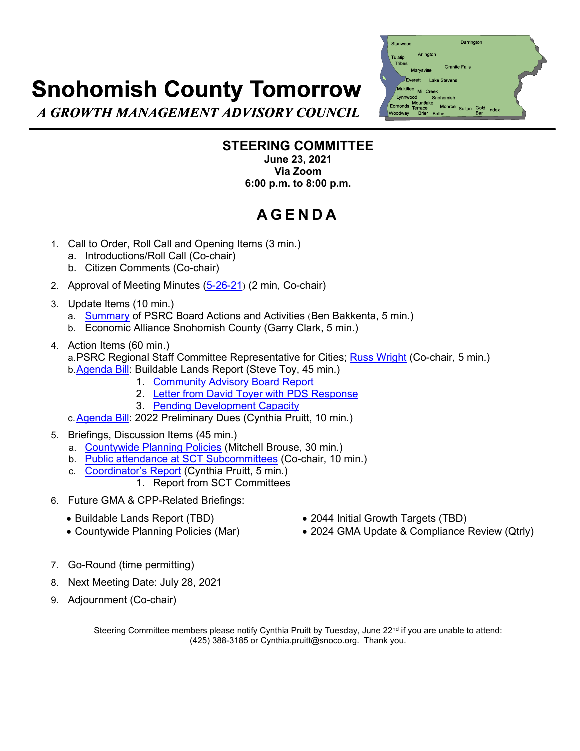# Snohomish County Tomorrow

***A GROWTH MANAGEMENT ADVISORY COUNCIL***

---

## STEERING COMMITTEE

**June 23, 2021**
**Via Zoom**
**6:00 p.m. to 8:00 p.m.**

## A G E N D A

1. Call to Order, Roll Call and Opening Items (3 min.)
   a. Introductions/Roll Call (Co-chair)
   b. Citizen Comments (Co-chair)
2. Approval of Meeting Minutes (5-26-21) (2 min, Co-chair)
3. Update Items (10 min.)
   a. Summary of PSRC Board Actions and Activities (Ben Bakkenta, 5 min.)
   b. Economic Alliance Snohomish County (Garry Clark, 5 min.)
4. Action Items (60 min.)
   a. PSRC Regional Staff Committee Representative for Cities; Russ Wright (Co-chair, 5 min.)
   b. Agenda Bill: Buildable Lands Report (Steve Toy, 45 min.)
      1. Community Advisory Board Report
      2. Letter from David Toyer with PDS Response
      3. Pending Development Capacity
   c. Agenda Bill: 2022 Preliminary Dues (Cynthia Pruitt, 10 min.)
5. Briefings, Discussion Items (45 min.)
   a. Countywide Planning Policies (Mitchell Brouse, 30 min.)
   b. Public attendance at SCT Subcommittees (Co-chair, 10 min.)
   c. Coordinator's Report (Cynthia Pruitt, 5 min.)
      1. Report from SCT Committees
6. Future GMA & CPP-Related Briefings:
   - Buildable Lands Report (TBD)
   - Countywide Planning Policies (Mar)
   - 2044 Initial Growth Targets (TBD)
   - 2024 GMA Update & Compliance Review (Qtrly)
7. Go-Round (time permitting)
8. Next Meeting Date: July 28, 2021
9. Adjournment (Co-chair)

Steering Committee members please notify Cynthia Pruitt by Tuesday, June 22nd if you are unable to attend:
(425) 388-3185 or Cynthia.pruitt@snoco.org. Thank you.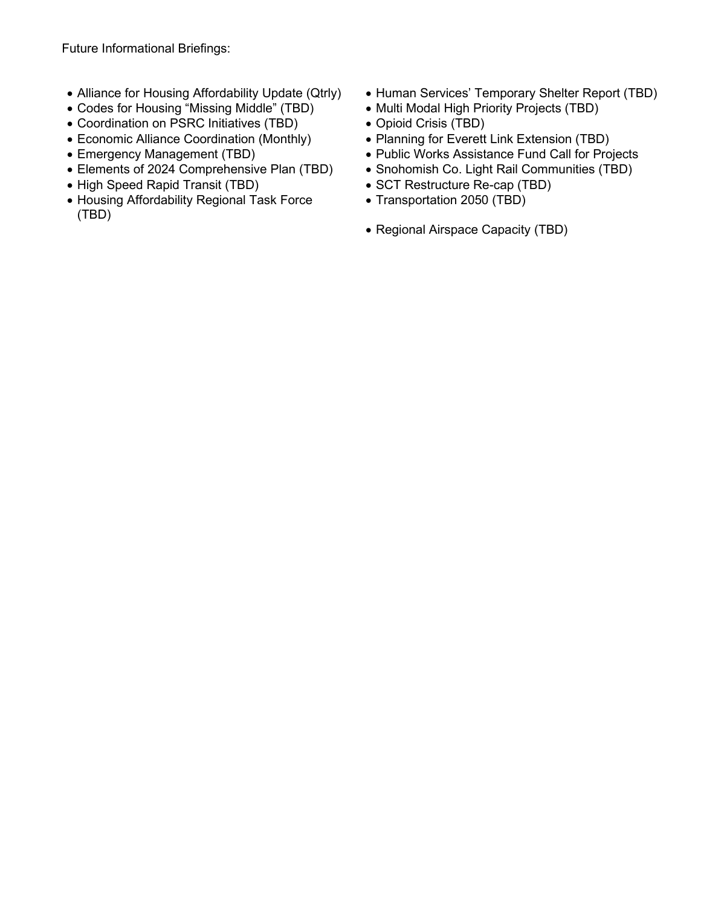Future Informational Briefings:

- Alliance for Housing Affordability Update (Qtrly)
- Codes for Housing "Missing Middle" (TBD)
- Coordination on PSRC Initiatives (TBD)
- Economic Alliance Coordination (Monthly)
- Emergency Management (TBD)
- Elements of 2024 Comprehensive Plan (TBD)
- High Speed Rapid Transit (TBD)
- Housing Affordability Regional Task Force (TBD)
- Human Services' Temporary Shelter Report (TBD)
- Multi Modal High Priority Projects (TBD)
- Opioid Crisis (TBD)
- Planning for Everett Link Extension (TBD)
- Public Works Assistance Fund Call for Projects
- Snohomish Co. Light Rail Communities (TBD)
- SCT Restructure Re-cap (TBD)
- Transportation 2050 (TBD)
- Regional Airspace Capacity (TBD)